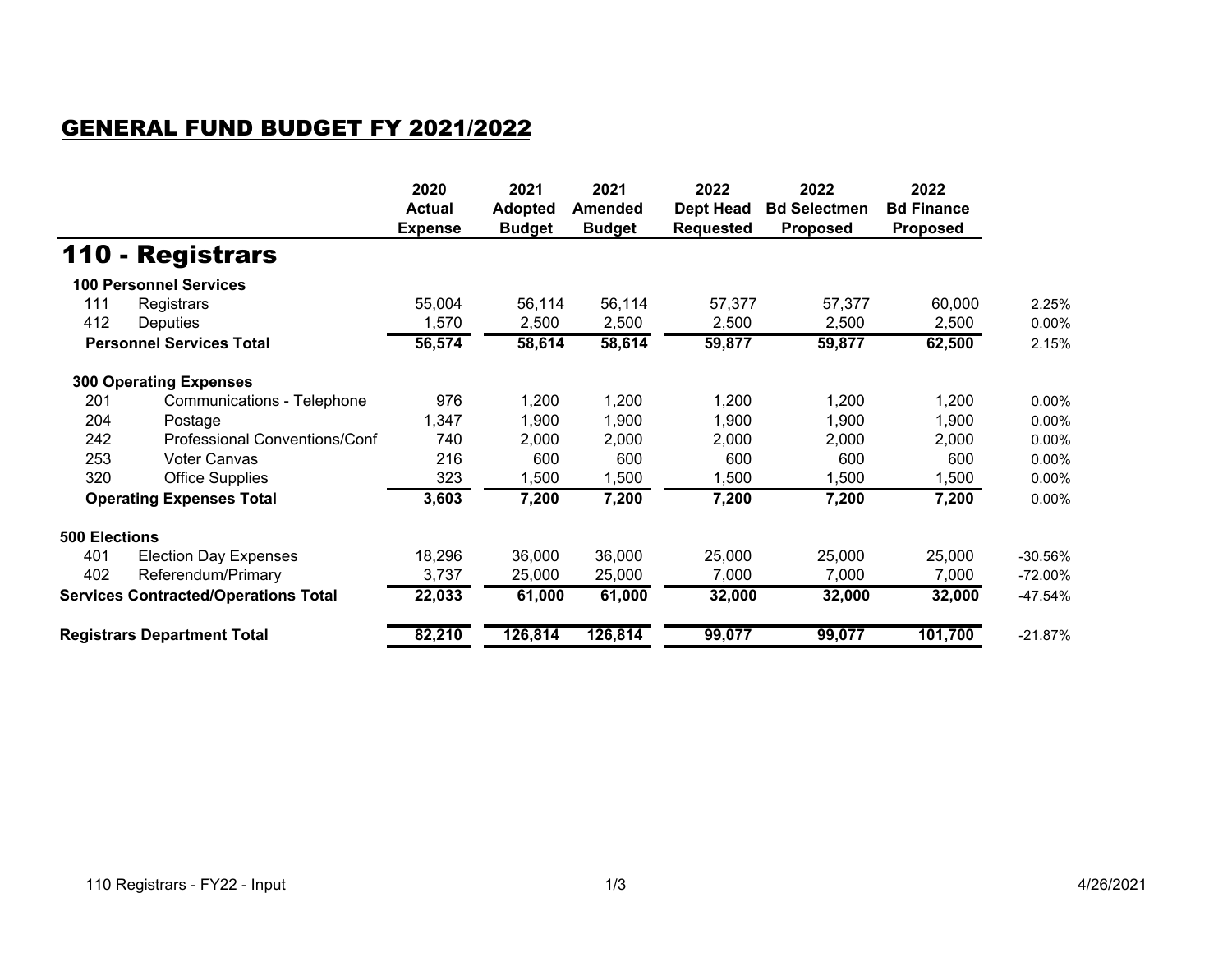# GENERAL FUND BUDGET FY 2021/2022

| | | 2020 Actual Expense | 2021 Adopted Budget | 2021 Amended Budget | 2022 Dept Head Requested | 2022 Bd Selectmen Proposed | 2022 Bd Finance Proposed | |
|---|---|---|---|---|---|---|---|---|
| **110 - Registrars** | | | | | | | | |
| **100 Personnel Services** | | | | | | | | |
| 111 | Registrars | 55,004 | 56,114 | 56,114 | 57,377 | 57,377 | 60,000 | 2.25% |
| 412 | Deputies | 1,570 | 2,500 | 2,500 | 2,500 | 2,500 | 2,500 | 0.00% |
| **Personnel Services Total** | | **56,574** | **58,614** | **58,614** | **59,877** | **59,877** | **62,500** | 2.15% |
| **300 Operating Expenses** | | | | | | | | |
| 201 | Communications - Telephone | 976 | 1,200 | 1,200 | 1,200 | 1,200 | 1,200 | 0.00% |
| 204 | Postage | 1,347 | 1,900 | 1,900 | 1,900 | 1,900 | 1,900 | 0.00% |
| 242 | Professional Conventions/Conf | 740 | 2,000 | 2,000 | 2,000 | 2,000 | 2,000 | 0.00% |
| 253 | Voter Canvas | 216 | 600 | 600 | 600 | 600 | 600 | 0.00% |
| 320 | Office Supplies | 323 | 1,500 | 1,500 | 1,500 | 1,500 | 1,500 | 0.00% |
| **Operating Expenses Total** | | **3,603** | **7,200** | **7,200** | **7,200** | **7,200** | **7,200** | 0.00% |
| **500 Elections** | | | | | | | | |
| 401 | Election Day Expenses | 18,296 | 36,000 | 36,000 | 25,000 | 25,000 | 25,000 | -30.56% |
| 402 | Referendum/Primary | 3,737 | 25,000 | 25,000 | 7,000 | 7,000 | 7,000 | -72.00% |
| **Services Contracted/Operations Total** | | **22,033** | **61,000** | **61,000** | **32,000** | **32,000** | **32,000** | -47.54% |
| **Registrars Department Total** | | **82,210** | **126,814** | **126,814** | **99,077** | **99,077** | **101,700** | -21.87% |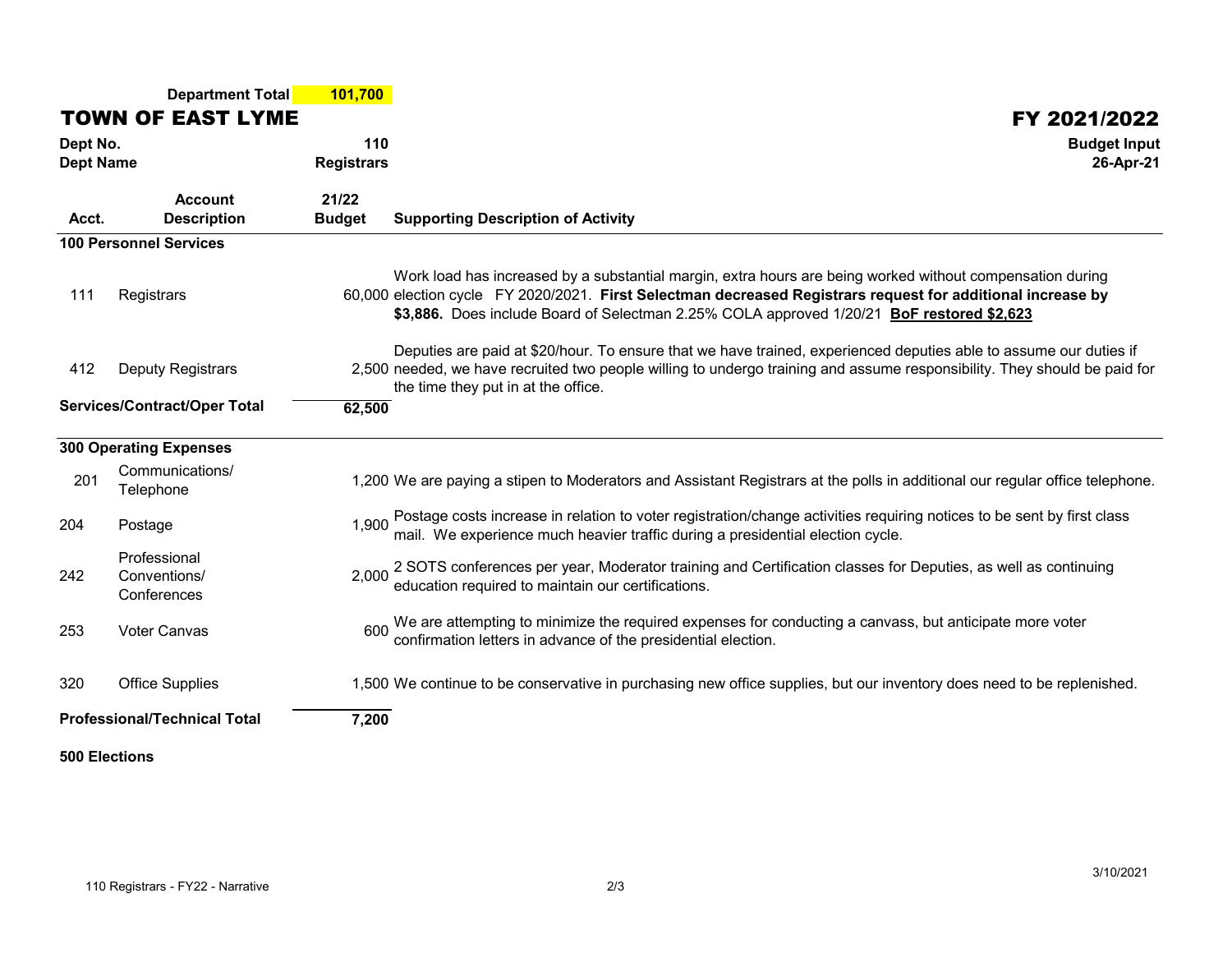**Department Total** 101,700

# TOWN OF EAST LYME

# FY 2021/2022

**Dept No.** 110 **Budget Input**

**Dept Name** Registrars **26-Apr-21**

| Acct. | Account Description | 21/22 Budget | Supporting Description of Activity |
|---|---|---|---|
| **100 Personnel Services** | | | |
| 111 | Registrars | 60,000 | Work load has increased by a substantial margin, extra hours are being worked without compensation during election cycle FY 2020/2021. **First Selectman decreased Registrars request for additional increase by $3,886.** Does include Board of Selectman 2.25% COLA approved 1/20/21 **BoF restored $2,623** |
| 412 | Deputy Registrars | 2,500 | Deputies are paid at $20/hour. To ensure that we have trained, experienced deputies able to assume our duties if needed, we have recruited two people willing to undergo training and assume responsibility. They should be paid for the time they put in at the office. |
| **Services/Contract/Oper Total** | | 62,500 | |
| **300 Operating Expenses** | | | |
| 201 | Communications/ Telephone | 1,200 | We are paying a stipen to Moderators and Assistant Registrars at the polls in additional our regular office telephone. |
| 204 | Postage | 1,900 | Postage costs increase in relation to voter registration/change activities requiring notices to be sent by first class mail. We experience much heavier traffic during a presidential election cycle. |
| 242 | Professional Conventions/ Conferences | 2,000 | 2 SOTS conferences per year, Moderator training and Certification classes for Deputies, as well as continuing education required to maintain our certifications. |
| 253 | Voter Canvas | 600 | We are attempting to minimize the required expenses for conducting a canvass, but anticipate more voter confirmation letters in advance of the presidential election. |
| 320 | Office Supplies | 1,500 | We continue to be conservative in purchasing new office supplies, but our inventory does need to be replenished. |
| **Professional/Technical Total** | | 7,200 | |
| **500 Elections** | | | |

110 Registrars - FY22 - Narrative

3/10/2021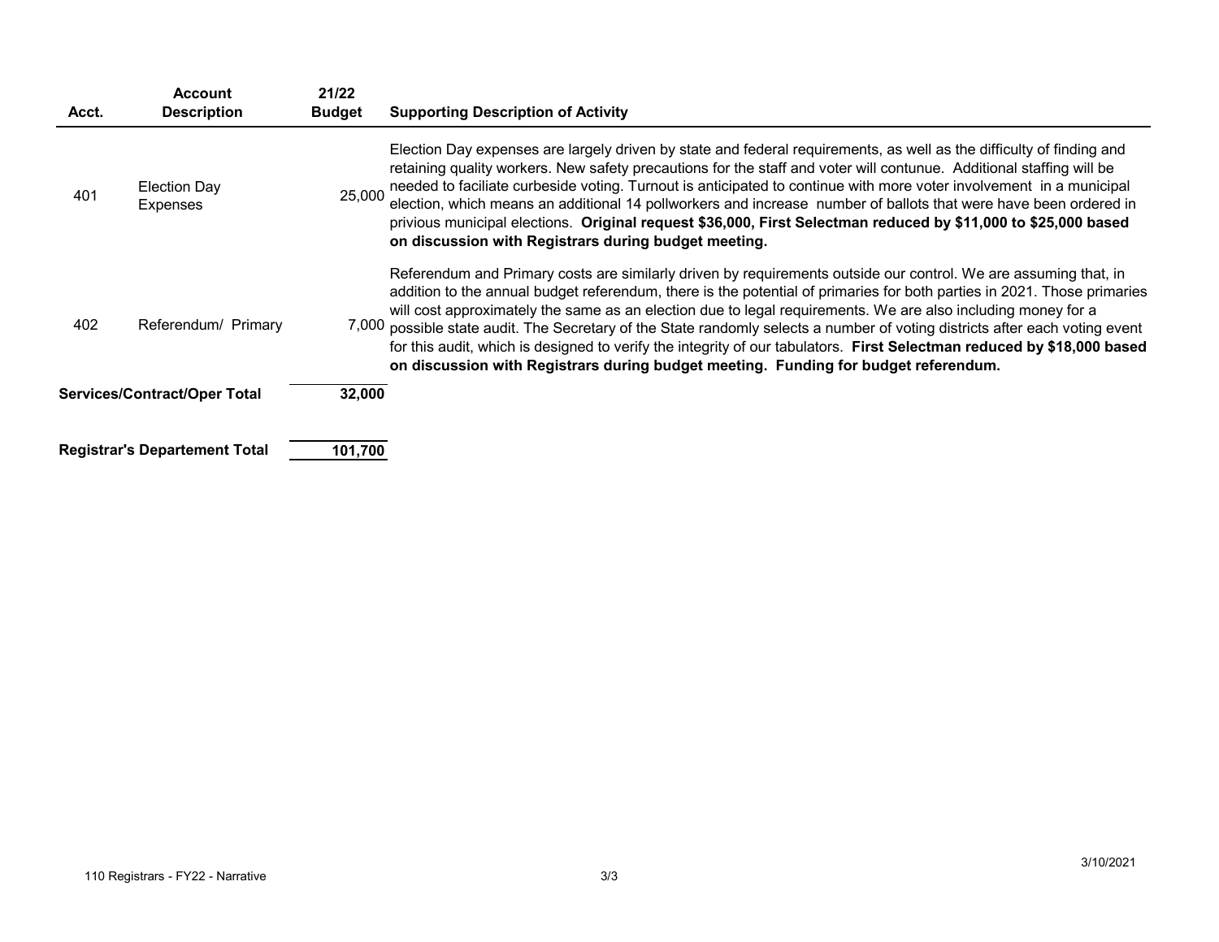| Acct. | Account Description | 21/22 Budget | Supporting Description of Activity |
|---|---|---|---|
| 401 | Election Day Expenses | 25,000 | Election Day expenses are largely driven by state and federal requirements, as well as the difficulty of finding and retaining quality workers. New safety precautions for the staff and voter will contunue. Additional staffing will be needed to faciliate curbeside voting. Turnout is anticipated to continue with more voter involvement in a municipal election, which means an additional 14 pollworkers and increase number of ballots that were have been ordered in privious municipal elections. **Original request $36,000, First Selectman reduced by $11,000 to $25,000 based on discussion with Registrars during budget meeting.** |
| 402 | Referendum/ Primary | 7,000 | Referendum and Primary costs are similarly driven by requirements outside our control. We are assuming that, in addition to the annual budget referendum, there is the potential of primaries for both parties in 2021. Those primaries will cost approximately the same as an election due to legal requirements. We are also including money for a possible state audit. The Secretary of the State randomly selects a number of voting districts after each voting event for this audit, which is designed to verify the integrity of our tabulators. **First Selectman reduced by $18,000 based on discussion with Registrars during budget meeting. Funding for budget referendum.** |
| **Services/Contract/Oper Total** | | **32,000** | |
| **Registrar's Departement Total** | | **101,700** | |

110 Registrars - FY22 - Narrative

3/10/2021